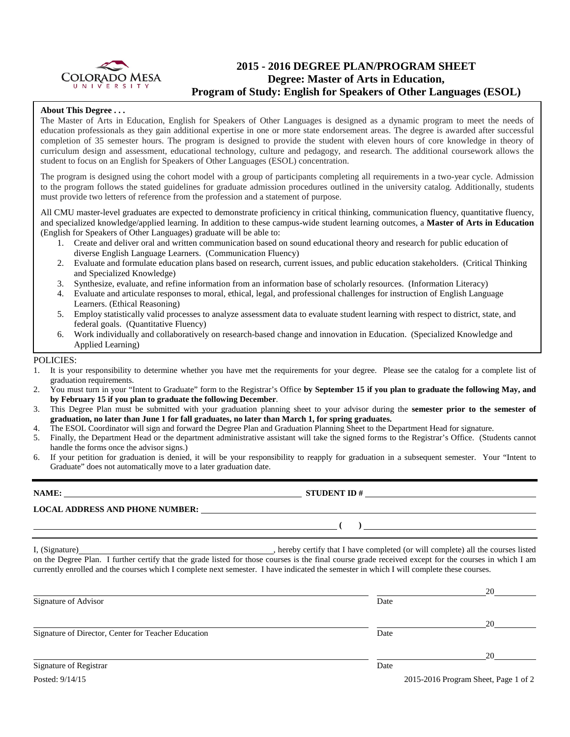COLORADO MESA UNIVERSITY

# 2015 - 2016 DEGREE PLAN/PROGRAM SHEET
## Degree: Master of Arts in Education, Program of Study: English for Speakers of Other Languages (ESOL)

**About This Degree . . .**

The Master of Arts in Education, English for Speakers of Other Languages is designed as a dynamic program to meet the needs of education professionals as they gain additional expertise in one or more state endorsement areas. The degree is awarded after successful completion of 35 semester hours. The program is designed to provide the student with eleven hours of core knowledge in theory of curriculum design and assessment, educational technology, culture and pedagogy, and research. The additional coursework allows the student to focus on an English for Speakers of Other Languages (ESOL) concentration.

The program is designed using the cohort model with a group of participants completing all requirements in a two-year cycle. Admission to the program follows the stated guidelines for graduate admission procedures outlined in the university catalog. Additionally, students must provide two letters of reference from the profession and a statement of purpose.

All CMU master-level graduates are expected to demonstrate proficiency in critical thinking, communication fluency, quantitative fluency, and specialized knowledge/applied learning. In addition to these campus-wide student learning outcomes, a **Master of Arts in Education** (English for Speakers of Other Languages) graduate will be able to:

1. Create and deliver oral and written communication based on sound educational theory and research for public education of diverse English Language Learners. (Communication Fluency)
2. Evaluate and formulate education plans based on research, current issues, and public education stakeholders. (Critical Thinking and Specialized Knowledge)
3. Synthesize, evaluate, and refine information from an information base of scholarly resources. (Information Literacy)
4. Evaluate and articulate responses to moral, ethical, legal, and professional challenges for instruction of English Language Learners. (Ethical Reasoning)
5. Employ statistically valid processes to analyze assessment data to evaluate student learning with respect to district, state, and federal goals. (Quantitative Fluency)
6. Work individually and collaboratively on research-based change and innovation in Education. (Specialized Knowledge and Applied Learning)

POLICIES:

1. It is your responsibility to determine whether you have met the requirements for your degree. Please see the catalog for a complete list of graduation requirements.
2. You must turn in your "Intent to Graduate" form to the Registrar's Office **by September 15 if you plan to graduate the following May, and by February 15 if you plan to graduate the following December**.
3. This Degree Plan must be submitted with your graduation planning sheet to your advisor during the **semester prior to the semester of graduation, no later than June 1 for fall graduates, no later than March 1, for spring graduates.**
4. The ESOL Coordinator will sign and forward the Degree Plan and Graduation Planning Sheet to the Department Head for signature.
5. Finally, the Department Head or the department administrative assistant will take the signed forms to the Registrar's Office. (Students cannot handle the forms once the advisor signs.)
6. If your petition for graduation is denied, it will be your responsibility to reapply for graduation in a subsequent semester. Your "Intent to Graduate" does not automatically move to a later graduation date.

**NAME:** ______________________ **STUDENT ID #** ______________________

**LOCAL ADDRESS AND PHONE NUMBER:** ______________________

______________________ **( )** ______________________

I, (Signature)______________________, hereby certify that I have completed (or will complete) all the courses listed on the Degree Plan. I further certify that the grade listed for those courses is the final course grade received except for the courses in which I am currently enrolled and the courses which I complete next semester. I have indicated the semester in which I will complete these courses.

______________________ Signature of Advisor ______________________ Date 20____

______________________ Signature of Director, Center for Teacher Education ______________________ Date 20____

______________________ Signature of Registrar ______________________ Date 20____

Posted: 9/14/15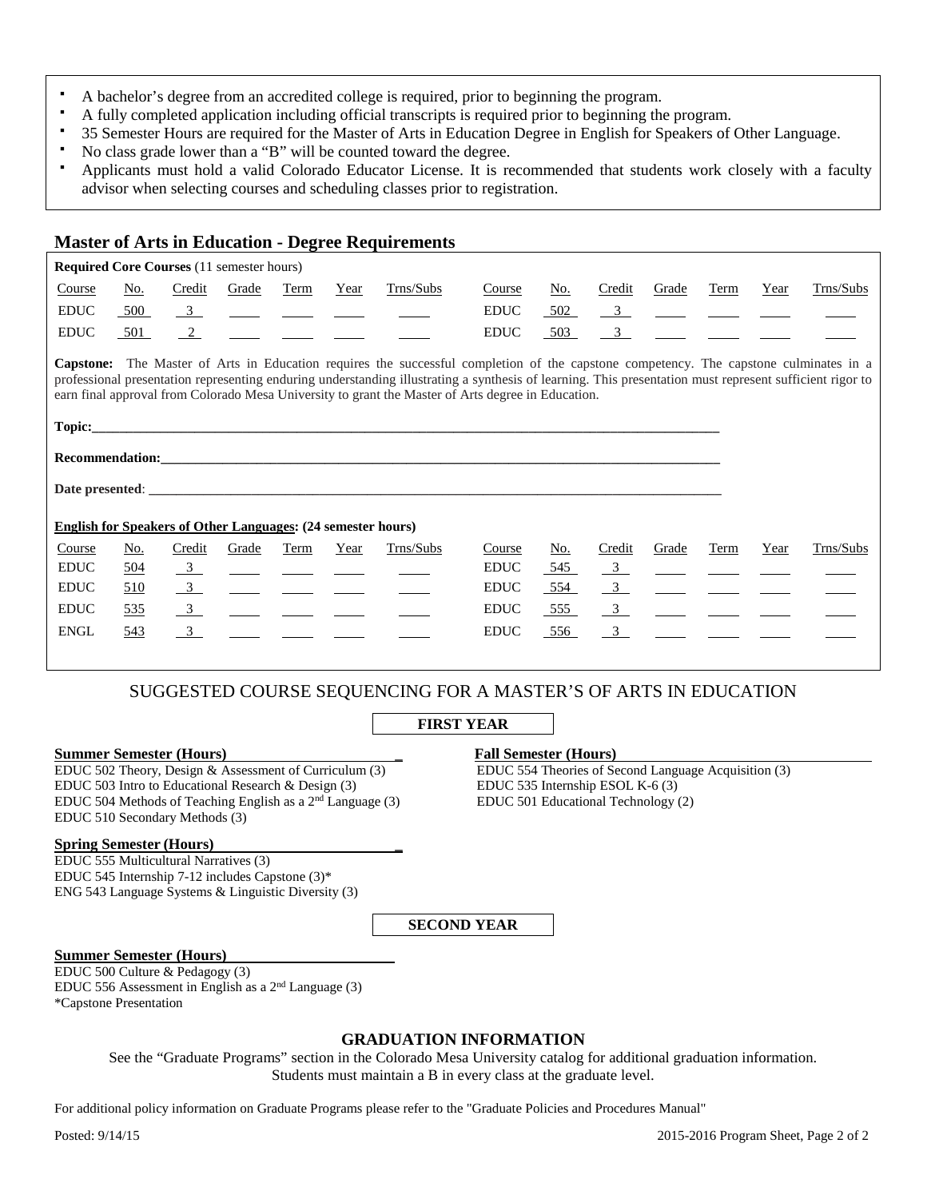- A bachelor's degree from an accredited college is required, prior to beginning the program.
- A fully completed application including official transcripts is required prior to beginning the program.
- 35 Semester Hours are required for the Master of Arts in Education Degree in English for Speakers of Other Language.
- No class grade lower than a "B" will be counted toward the degree.
- Applicants must hold a valid Colorado Educator License. It is recommended that students work closely with a faculty advisor when selecting courses and scheduling classes prior to registration.

## Master of Arts in Education - Degree Requirements

**Required Core Courses** (11 semester hours)

| Course | No. | Credit | Grade | Term | Year | Trns/Subs | Course | No. | Credit | Grade | Term | Year | Trns/Subs |
|---|---|---|---|---|---|---|---|---|---|---|---|---|---|
| EDUC | 500 | 3 | | | | | EDUC | 502 | 3 | | | | |
| EDUC | 501 | 2 | | | | | EDUC | 503 | 3 | | | | |

**Capstone:** The Master of Arts in Education requires the successful completion of the capstone competency. The capstone culminates in a professional presentation representing enduring understanding illustrating a synthesis of learning. This presentation must represent sufficient rigor to earn final approval from Colorado Mesa University to grant the Master of Arts degree in Education.

**Topic:**______________________________

**Recommendation:**______________________________

**Date presented**: ______________________________

**English for Speakers of Other Languages: (24 semester hours)**

| Course | No. | Credit | Grade | Term | Year | Trns/Subs | Course | No. | Credit | Grade | Term | Year | Trns/Subs |
|---|---|---|---|---|---|---|---|---|---|---|---|---|---|
| EDUC | 504 | 3 | | | | | EDUC | 545 | 3 | | | | |
| EDUC | 510 | 3 | | | | | EDUC | 554 | 3 | | | | |
| EDUC | 535 | 3 | | | | | EDUC | 555 | 3 | | | | |
| ENGL | 543 | 3 | | | | | EDUC | 556 | 3 | | | | |

## SUGGESTED COURSE SEQUENCING FOR A MASTER'S OF ARTS IN EDUCATION

### FIRST YEAR

**Summer Semester (Hours)**

EDUC 502 Theory, Design & Assessment of Curriculum (3)
EDUC 503 Intro to Educational Research & Design (3)
EDUC 504 Methods of Teaching English as a 2nd Language (3)
EDUC 510 Secondary Methods (3)

**Fall Semester (Hours)**

EDUC 554 Theories of Second Language Acquisition (3)
EDUC 535 Internship ESOL K-6 (3)
EDUC 501 Educational Technology (2)

**Spring Semester (Hours)**

EDUC 555 Multicultural Narratives (3)
EDUC 545 Internship 7-12 includes Capstone (3)*
ENG 543 Language Systems & Linguistic Diversity (3)

### SECOND YEAR

**Summer Semester (Hours)**

EDUC 500 Culture & Pedagogy (3)
EDUC 556 Assessment in English as a 2nd Language (3)
*Capstone Presentation

## GRADUATION INFORMATION

See the "Graduate Programs" section in the Colorado Mesa University catalog for additional graduation information.
Students must maintain a B in every class at the graduate level.

For additional policy information on Graduate Programs please refer to the "Graduate Policies and Procedures Manual"

Posted: 9/14/15